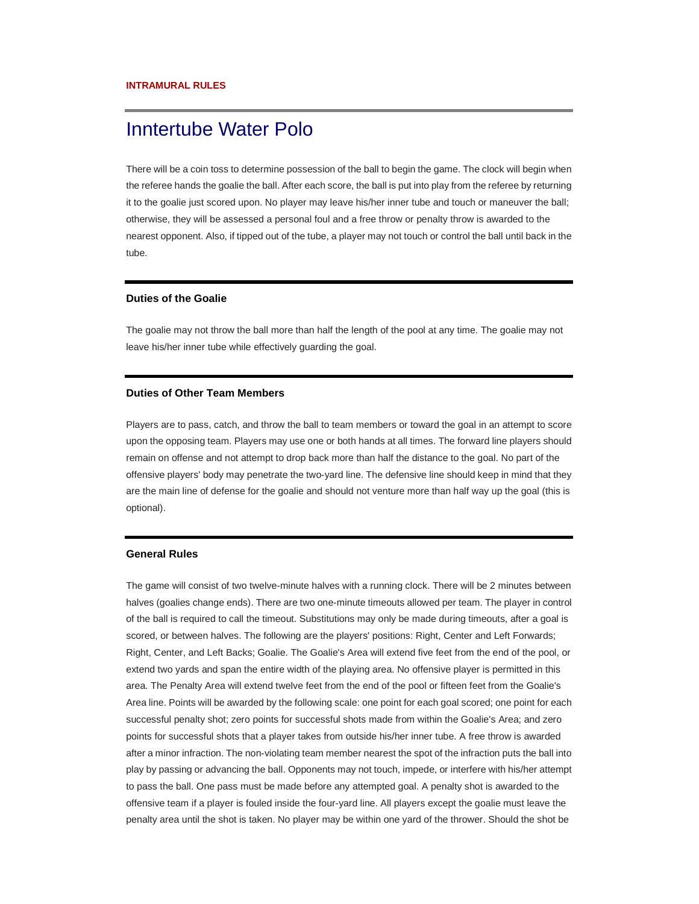**INTRAMURAL RULES**

# Inntertube Water Polo

There will be a coin toss to determine possession of the ball to begin the game. The clock will begin when the referee hands the goalie the ball. After each score, the ball is put into play from the referee by returning it to the goalie just scored upon. No player may leave his/her inner tube and touch or maneuver the ball; otherwise, they will be assessed a personal foul and a free throw or penalty throw is awarded to the nearest opponent. Also, if tipped out of the tube, a player may not touch or control the ball until back in the tube.

### Duties of the Goalie

The goalie may not throw the ball more than half the length of the pool at any time. The goalie may not leave his/her inner tube while effectively guarding the goal.

### Duties of Other Team Members

Players are to pass, catch, and throw the ball to team members or toward the goal in an attempt to score upon the opposing team. Players may use one or both hands at all times. The forward line players should remain on offense and not attempt to drop back more than half the distance to the goal. No part of the offensive players' body may penetrate the two-yard line. The defensive line should keep in mind that they are the main line of defense for the goalie and should not venture more than half way up the goal (this is optional).

### General Rules

The game will consist of two twelve-minute halves with a running clock. There will be 2 minutes between halves (goalies change ends). There are two one-minute timeouts allowed per team. The player in control of the ball is required to call the timeout. Substitutions may only be made during timeouts, after a goal is scored, or between halves. The following are the players' positions: Right, Center and Left Forwards; Right, Center, and Left Backs; Goalie. The Goalie's Area will extend five feet from the end of the pool, or extend two yards and span the entire width of the playing area. No offensive player is permitted in this area. The Penalty Area will extend twelve feet from the end of the pool or fifteen feet from the Goalie's Area line. Points will be awarded by the following scale: one point for each goal scored; one point for each successful penalty shot; zero points for successful shots made from within the Goalie's Area; and zero points for successful shots that a player takes from outside his/her inner tube. A free throw is awarded after a minor infraction. The non-violating team member nearest the spot of the infraction puts the ball into play by passing or advancing the ball. Opponents may not touch, impede, or interfere with his/her attempt to pass the ball. One pass must be made before any attempted goal. A penalty shot is awarded to the offensive team if a player is fouled inside the four-yard line. All players except the goalie must leave the penalty area until the shot is taken. No player may be within one yard of the thrower. Should the shot be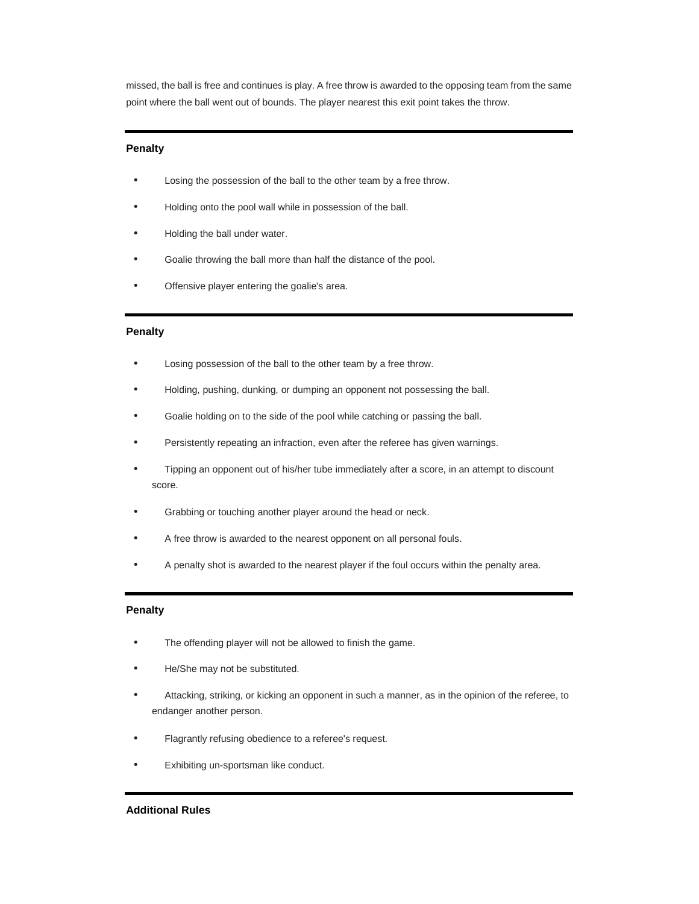missed, the ball is free and continues is play. A free throw is awarded to the opposing team from the same point where the ball went out of bounds. The player nearest this exit point takes the throw.

---

**Penalty**

- Losing the possession of the ball to the other team by a free throw.
- Holding onto the pool wall while in possession of the ball.
- Holding the ball under water.
- Goalie throwing the ball more than half the distance of the pool.
- Offensive player entering the goalie's area.

---

**Penalty**

- Losing possession of the ball to the other team by a free throw.
- Holding, pushing, dunking, or dumping an opponent not possessing the ball.
- Goalie holding on to the side of the pool while catching or passing the ball.
- Persistently repeating an infraction, even after the referee has given warnings.
- Tipping an opponent out of his/her tube immediately after a score, in an attempt to discount score.
- Grabbing or touching another player around the head or neck.
- A free throw is awarded to the nearest opponent on all personal fouls.
- A penalty shot is awarded to the nearest player if the foul occurs within the penalty area.

---

**Penalty**

- The offending player will not be allowed to finish the game.
- He/She may not be substituted.
- Attacking, striking, or kicking an opponent in such a manner, as in the opinion of the referee, to endanger another person.
- Flagrantly refusing obedience to a referee's request.
- Exhibiting un-sportsman like conduct.

---

**Additional Rules**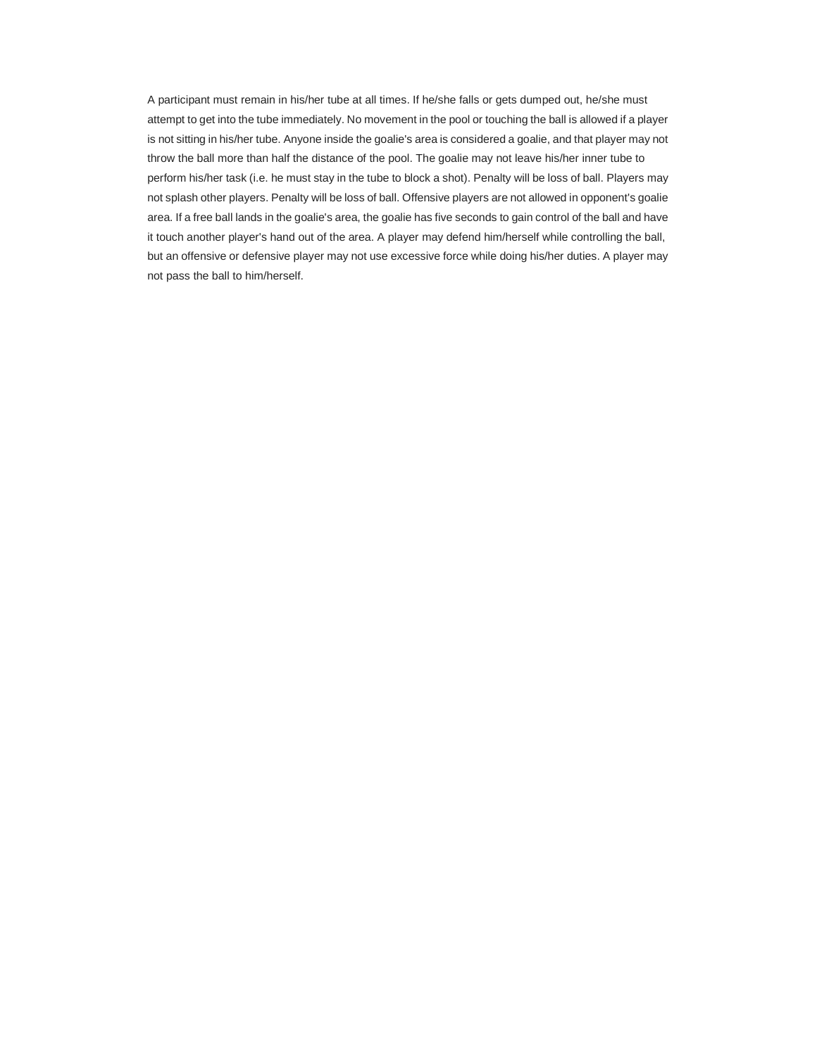A participant must remain in his/her tube at all times. If he/she falls or gets dumped out, he/she must attempt to get into the tube immediately. No movement in the pool or touching the ball is allowed if a player is not sitting in his/her tube. Anyone inside the goalie's area is considered a goalie, and that player may not throw the ball more than half the distance of the pool. The goalie may not leave his/her inner tube to perform his/her task (i.e. he must stay in the tube to block a shot). Penalty will be loss of ball. Players may not splash other players. Penalty will be loss of ball. Offensive players are not allowed in opponent's goalie area. If a free ball lands in the goalie's area, the goalie has five seconds to gain control of the ball and have it touch another player's hand out of the area. A player may defend him/herself while controlling the ball, but an offensive or defensive player may not use excessive force while doing his/her duties. A player may not pass the ball to him/herself.